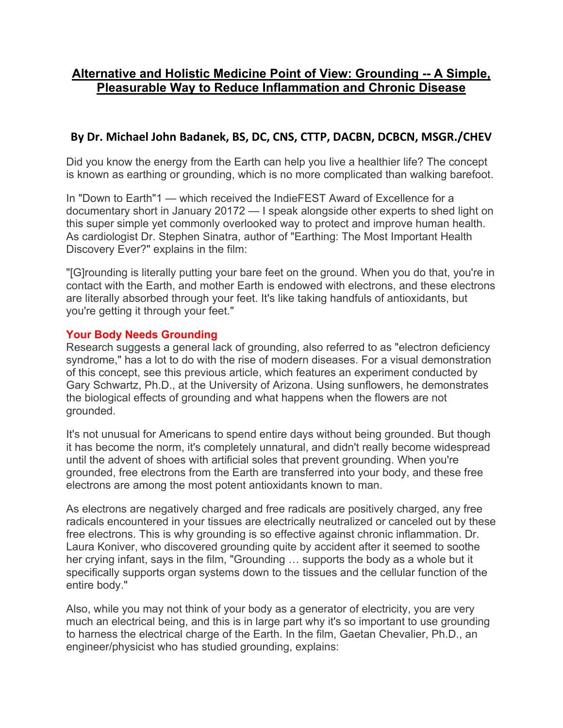# Alternative and Holistic Medicine Point of View: Grounding -- A Simple, Pleasurable Way to Reduce Inflammation and Chronic Disease

## By Dr. Michael John Badanek, BS, DC, CNS, CTTP, DACBN, DCBCN, MSGR./CHEV

Did you know the energy from the Earth can help you live a healthier life? The concept is known as earthing or grounding, which is no more complicated than walking barefoot.

In "Down to Earth"[1] — which received the IndieFEST Award of Excellence for a documentary short in January 2017[2] — I speak alongside other experts to shed light on this super simple yet commonly overlooked way to protect and improve human health. As cardiologist Dr. Stephen Sinatra, author of "Earthing: The Most Important Health Discovery Ever?" explains in the film:

"[G]rounding is literally putting your bare feet on the ground. When you do that, you're in contact with the Earth, and mother Earth is endowed with electrons, and these electrons are literally absorbed through your feet. It's like taking handfuls of antioxidants, but you're getting it through your feet."

### Your Body Needs Grounding

Research suggests a general lack of grounding, also referred to as "electron deficiency syndrome," has a lot to do with the rise of modern diseases. For a visual demonstration of this concept, see this previous article, which features an experiment conducted by Gary Schwartz, Ph.D., at the University of Arizona. Using sunflowers, he demonstrates the biological effects of grounding and what happens when the flowers are not grounded.

It's not unusual for Americans to spend entire days without being grounded. But though it has become the norm, it's completely unnatural, and didn't really become widespread until the advent of shoes with artificial soles that prevent grounding. When you're grounded, free electrons from the Earth are transferred into your body, and these free electrons are among the most potent antioxidants known to man.

As electrons are negatively charged and free radicals are positively charged, any free radicals encountered in your tissues are electrically neutralized or canceled out by these free electrons. This is why grounding is so effective against chronic inflammation. Dr. Laura Koniver, who discovered grounding quite by accident after it seemed to soothe her crying infant, says in the film, "Grounding … supports the body as a whole but it specifically supports organ systems down to the tissues and the cellular function of the entire body."

Also, while you may not think of your body as a generator of electricity, you are very much an electrical being, and this is in large part why it's so important to use grounding to harness the electrical charge of the Earth. In the film, Gaetan Chevalier, Ph.D., an engineer/physicist who has studied grounding, explains: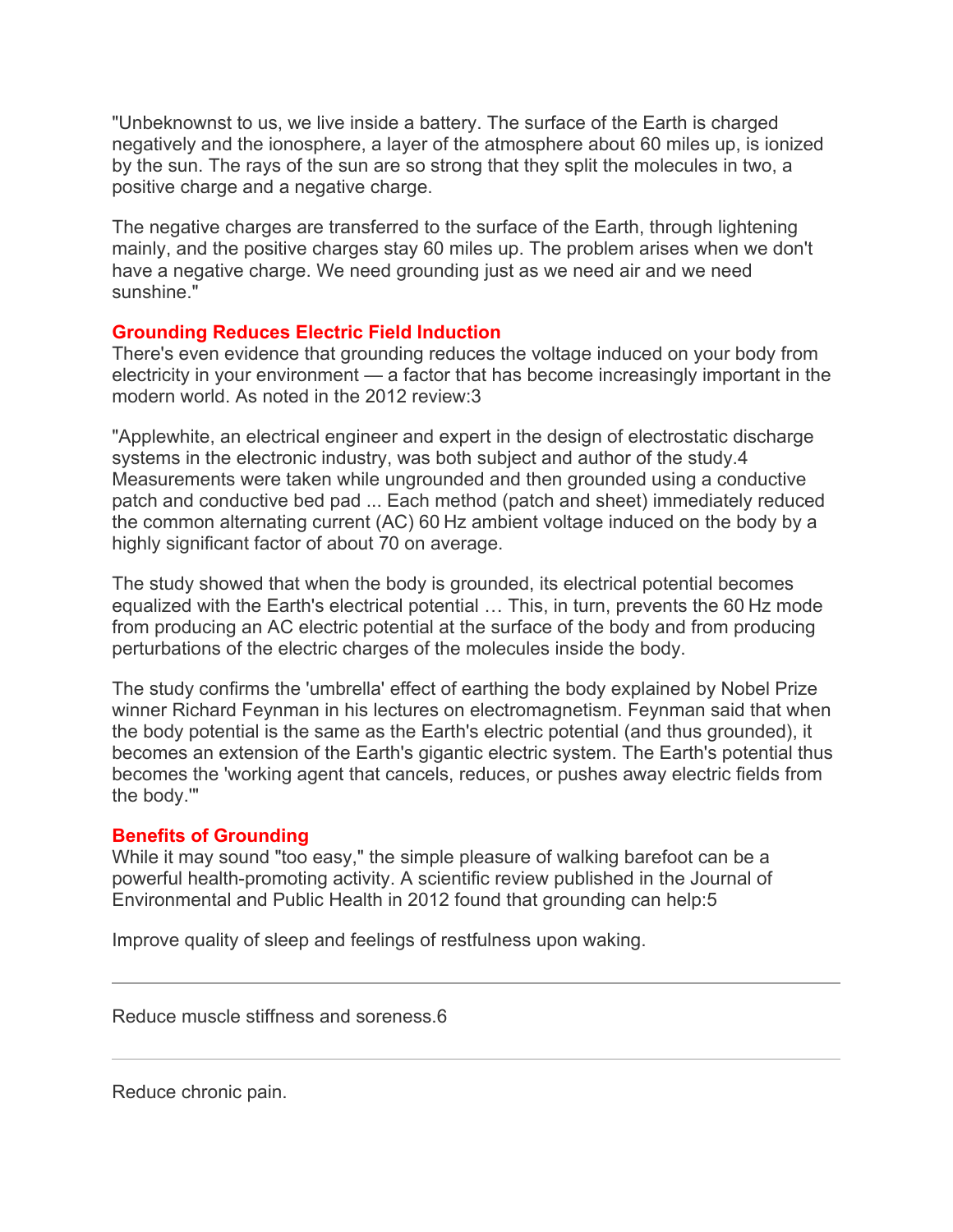"Unbeknownst to us, we live inside a battery. The surface of the Earth is charged negatively and the ionosphere, a layer of the atmosphere about 60 miles up, is ionized by the sun. The rays of the sun are so strong that they split the molecules in two, a positive charge and a negative charge.

The negative charges are transferred to the surface of the Earth, through lightening mainly, and the positive charges stay 60 miles up. The problem arises when we don't have a negative charge. We need grounding just as we need air and we need sunshine."

### Grounding Reduces Electric Field Induction

There's even evidence that grounding reduces the voltage induced on your body from electricity in your environment — a factor that has become increasingly important in the modern world. As noted in the 2012 review:3

"Applewhite, an electrical engineer and expert in the design of electrostatic discharge systems in the electronic industry, was both subject and author of the study.4 Measurements were taken while ungrounded and then grounded using a conductive patch and conductive bed pad ... Each method (patch and sheet) immediately reduced the common alternating current (AC) 60 Hz ambient voltage induced on the body by a highly significant factor of about 70 on average.

The study showed that when the body is grounded, its electrical potential becomes equalized with the Earth's electrical potential … This, in turn, prevents the 60 Hz mode from producing an AC electric potential at the surface of the body and from producing perturbations of the electric charges of the molecules inside the body.

The study confirms the 'umbrella' effect of earthing the body explained by Nobel Prize winner Richard Feynman in his lectures on electromagnetism. Feynman said that when the body potential is the same as the Earth's electric potential (and thus grounded), it becomes an extension of the Earth's gigantic electric system. The Earth's potential thus becomes the 'working agent that cancels, reduces, or pushes away electric fields from the body.'"

### Benefits of Grounding

While it may sound "too easy," the simple pleasure of walking barefoot can be a powerful health-promoting activity. A scientific review published in the Journal of Environmental and Public Health in 2012 found that grounding can help:5

Improve quality of sleep and feelings of restfulness upon waking.

---

Reduce muscle stiffness and soreness.6

---

Reduce chronic pain.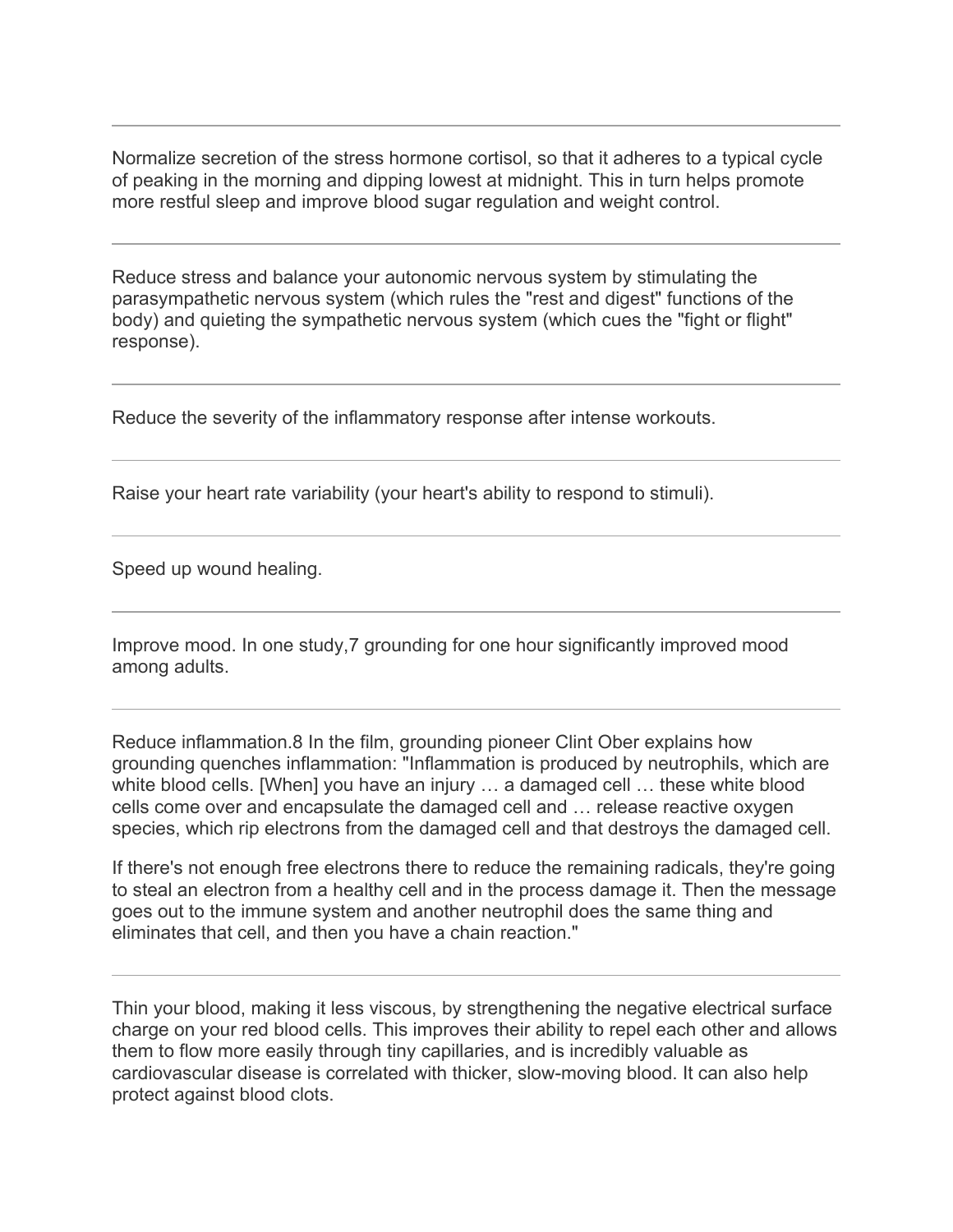---

Normalize secretion of the stress hormone cortisol, so that it adheres to a typical cycle of peaking in the morning and dipping lowest at midnight. This in turn helps promote more restful sleep and improve blood sugar regulation and weight control.

---

Reduce stress and balance your autonomic nervous system by stimulating the parasympathetic nervous system (which rules the "rest and digest" functions of the body) and quieting the sympathetic nervous system (which cues the "fight or flight" response).

---

Reduce the severity of the inflammatory response after intense workouts.

---

Raise your heart rate variability (your heart's ability to respond to stimuli).

---

Speed up wound healing.

---

Improve mood. In one study,[7] grounding for one hour significantly improved mood among adults.

---

Reduce inflammation.[8] In the film, grounding pioneer Clint Ober explains how grounding quenches inflammation: "Inflammation is produced by neutrophils, which are white blood cells. [When] you have an injury … a damaged cell … these white blood cells come over and encapsulate the damaged cell and … release reactive oxygen species, which rip electrons from the damaged cell and that destroys the damaged cell.

If there's not enough free electrons there to reduce the remaining radicals, they're going to steal an electron from a healthy cell and in the process damage it. Then the message goes out to the immune system and another neutrophil does the same thing and eliminates that cell, and then you have a chain reaction."

---

Thin your blood, making it less viscous, by strengthening the negative electrical surface charge on your red blood cells. This improves their ability to repel each other and allows them to flow more easily through tiny capillaries, and is incredibly valuable as cardiovascular disease is correlated with thicker, slow-moving blood. It can also help protect against blood clots.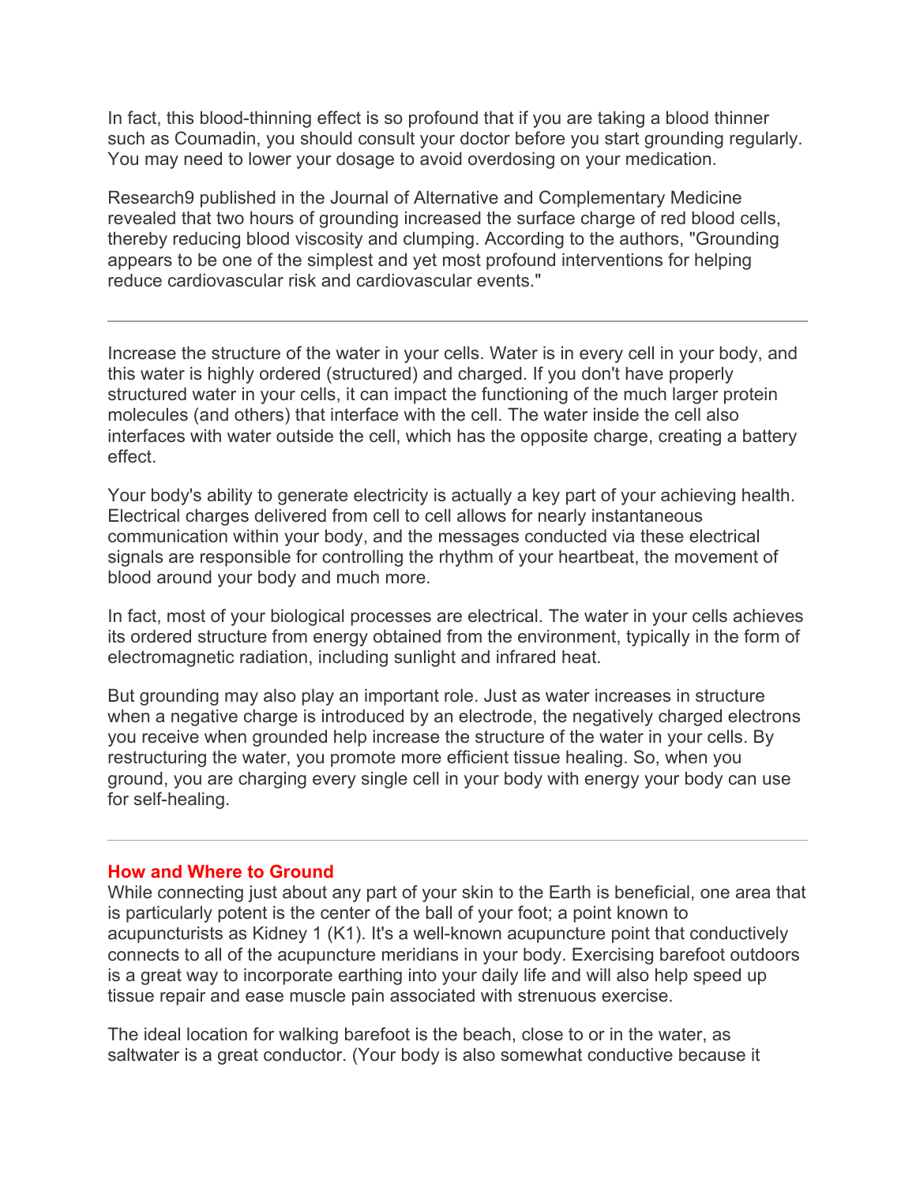In fact, this blood-thinning effect is so profound that if you are taking a blood thinner such as Coumadin, you should consult your doctor before you start grounding regularly. You may need to lower your dosage to avoid overdosing on your medication.

Research9 published in the Journal of Alternative and Complementary Medicine revealed that two hours of grounding increased the surface charge of red blood cells, thereby reducing blood viscosity and clumping. According to the authors, "Grounding appears to be one of the simplest and yet most profound interventions for helping reduce cardiovascular risk and cardiovascular events."

---

Increase the structure of the water in your cells. Water is in every cell in your body, and this water is highly ordered (structured) and charged. If you don't have properly structured water in your cells, it can impact the functioning of the much larger protein molecules (and others) that interface with the cell. The water inside the cell also interfaces with water outside the cell, which has the opposite charge, creating a battery effect.

Your body's ability to generate electricity is actually a key part of your achieving health. Electrical charges delivered from cell to cell allows for nearly instantaneous communication within your body, and the messages conducted via these electrical signals are responsible for controlling the rhythm of your heartbeat, the movement of blood around your body and much more.

In fact, most of your biological processes are electrical. The water in your cells achieves its ordered structure from energy obtained from the environment, typically in the form of electromagnetic radiation, including sunlight and infrared heat.

But grounding may also play an important role. Just as water increases in structure when a negative charge is introduced by an electrode, the negatively charged electrons you receive when grounded help increase the structure of the water in your cells. By restructuring the water, you promote more efficient tissue healing. So, when you ground, you are charging every single cell in your body with energy your body can use for self-healing.

---

## How and Where to Ground

While connecting just about any part of your skin to the Earth is beneficial, one area that is particularly potent is the center of the ball of your foot; a point known to acupuncturists as Kidney 1 (K1). It's a well-known acupuncture point that conductively connects to all of the acupuncture meridians in your body. Exercising barefoot outdoors is a great way to incorporate earthing into your daily life and will also help speed up tissue repair and ease muscle pain associated with strenuous exercise.

The ideal location for walking barefoot is the beach, close to or in the water, as saltwater is a great conductor. (Your body is also somewhat conductive because it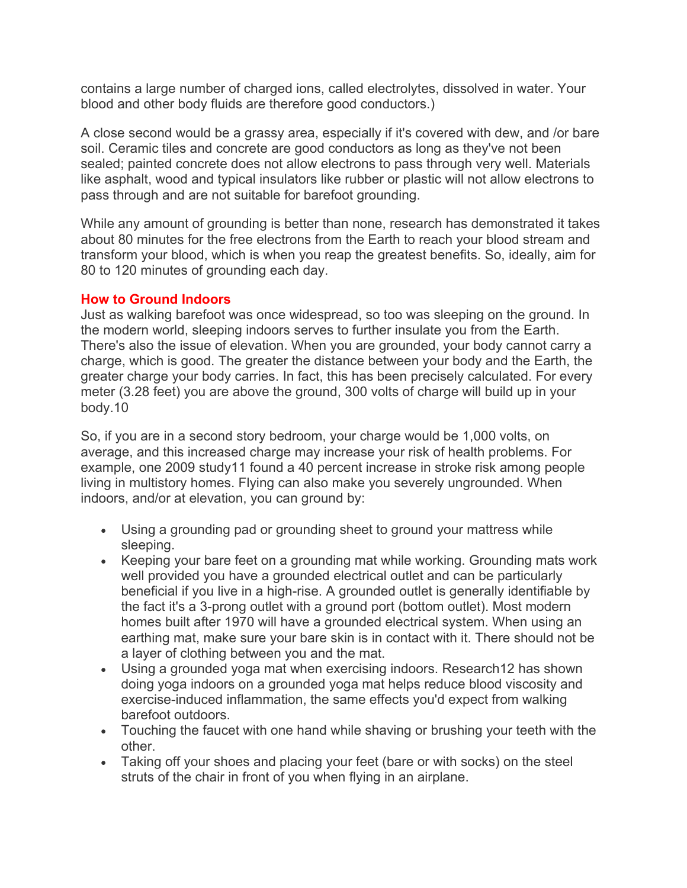contains a large number of charged ions, called electrolytes, dissolved in water. Your blood and other body fluids are therefore good conductors.)

A close second would be a grassy area, especially if it's covered with dew, and /or bare soil. Ceramic tiles and concrete are good conductors as long as they've not been sealed; painted concrete does not allow electrons to pass through very well. Materials like asphalt, wood and typical insulators like rubber or plastic will not allow electrons to pass through and are not suitable for barefoot grounding.

While any amount of grounding is better than none, research has demonstrated it takes about 80 minutes for the free electrons from the Earth to reach your blood stream and transform your blood, which is when you reap the greatest benefits. So, ideally, aim for 80 to 120 minutes of grounding each day.

## How to Ground Indoors

Just as walking barefoot was once widespread, so too was sleeping on the ground. In the modern world, sleeping indoors serves to further insulate you from the Earth. There's also the issue of elevation. When you are grounded, your body cannot carry a charge, which is good. The greater the distance between your body and the Earth, the greater charge your body carries. In fact, this has been precisely calculated. For every meter (3.28 feet) you are above the ground, 300 volts of charge will build up in your body.[10]

So, if you are in a second story bedroom, your charge would be 1,000 volts, on average, and this increased charge may increase your risk of health problems. For example, one 2009 study[11] found a 40 percent increase in stroke risk among people living in multistory homes. Flying can also make you severely ungrounded. When indoors, and/or at elevation, you can ground by:

- Using a grounding pad or grounding sheet to ground your mattress while sleeping.
- Keeping your bare feet on a grounding mat while working. Grounding mats work well provided you have a grounded electrical outlet and can be particularly beneficial if you live in a high-rise. A grounded outlet is generally identifiable by the fact it's a 3-prong outlet with a ground port (bottom outlet). Most modern homes built after 1970 will have a grounded electrical system. When using an earthing mat, make sure your bare skin is in contact with it. There should not be a layer of clothing between you and the mat.
- Using a grounded yoga mat when exercising indoors. Research[12] has shown doing yoga indoors on a grounded yoga mat helps reduce blood viscosity and exercise-induced inflammation, the same effects you'd expect from walking barefoot outdoors.
- Touching the faucet with one hand while shaving or brushing your teeth with the other.
- Taking off your shoes and placing your feet (bare or with socks) on the steel struts of the chair in front of you when flying in an airplane.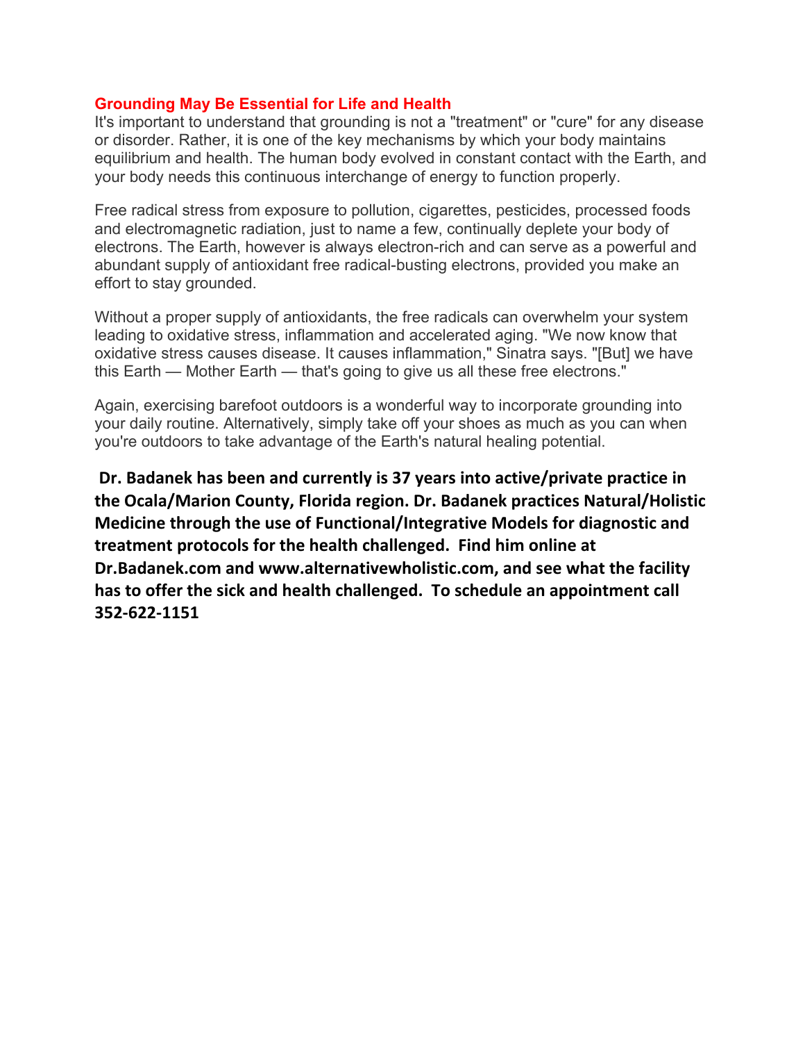## Grounding May Be Essential for Life and Health

It's important to understand that grounding is not a "treatment" or "cure" for any disease or disorder. Rather, it is one of the key mechanisms by which your body maintains equilibrium and health. The human body evolved in constant contact with the Earth, and your body needs this continuous interchange of energy to function properly.

Free radical stress from exposure to pollution, cigarettes, pesticides, processed foods and electromagnetic radiation, just to name a few, continually deplete your body of electrons. The Earth, however is always electron-rich and can serve as a powerful and abundant supply of antioxidant free radical-busting electrons, provided you make an effort to stay grounded.

Without a proper supply of antioxidants, the free radicals can overwhelm your system leading to oxidative stress, inflammation and accelerated aging. "We now know that oxidative stress causes disease. It causes inflammation," Sinatra says. "[But] we have this Earth — Mother Earth — that's going to give us all these free electrons."

Again, exercising barefoot outdoors is a wonderful way to incorporate grounding into your daily routine. Alternatively, simply take off your shoes as much as you can when you're outdoors to take advantage of the Earth's natural healing potential.

**Dr. Badanek has been and currently is 37 years into active/private practice in the Ocala/Marion County, Florida region. Dr. Badanek practices Natural/Holistic Medicine through the use of Functional/Integrative Models for diagnostic and treatment protocols for the health challenged. Find him online at Dr.Badanek.com and www.alternativewholistic.com, and see what the facility has to offer the sick and health challenged. To schedule an appointment call 352-622-1151**